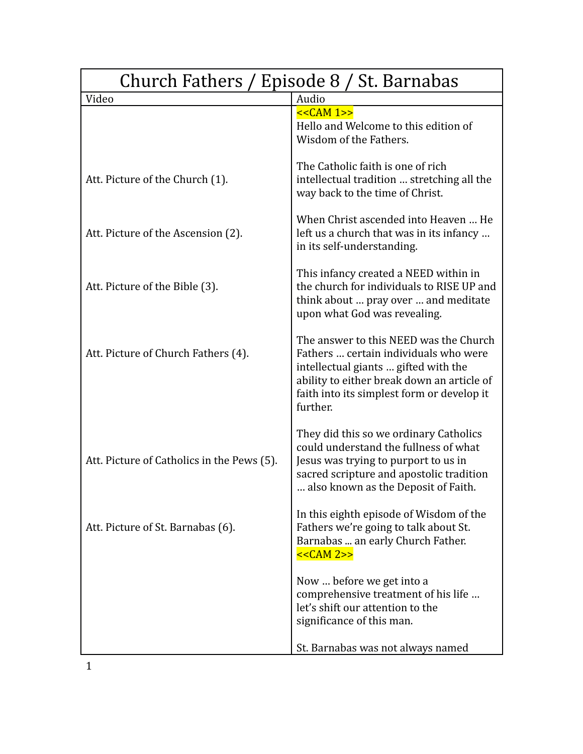# Church Fathers / Episode 8 / St. Barnabas

| Video | Audio |
| --- | --- |
| | <<CAM 1>> Hello and Welcome to this edition of Wisdom of the Fathers. |
| Att. Picture of the Church (1). | The Catholic faith is one of rich intellectual tradition … stretching all the way back to the time of Christ. |
| Att. Picture of the Ascension (2). | When Christ ascended into Heaven … He left us a church that was in its infancy … in its self-understanding. |
| Att. Picture of the Bible (3). | This infancy created a NEED within in the church for individuals to RISE UP and think about … pray over … and meditate upon what God was revealing. |
| Att. Picture of Church Fathers (4). | The answer to this NEED was the Church Fathers … certain individuals who were intellectual giants … gifted with the ability to either break down an article of faith into its simplest form or develop it further. |
| Att. Picture of Catholics in the Pews (5). | They did this so we ordinary Catholics could understand the fullness of what Jesus was trying to purport to us in sacred scripture and apostolic tradition … also known as the Deposit of Faith. |
| Att. Picture of St. Barnabas (6). | In this eighth episode of Wisdom of the Fathers we're going to talk about St. Barnabas ... an early Church Father. <<CAM 2>> |
| | Now … before we get into a comprehensive treatment of his life … let's shift our attention to the significance of this man. |
| | St. Barnabas was not always named |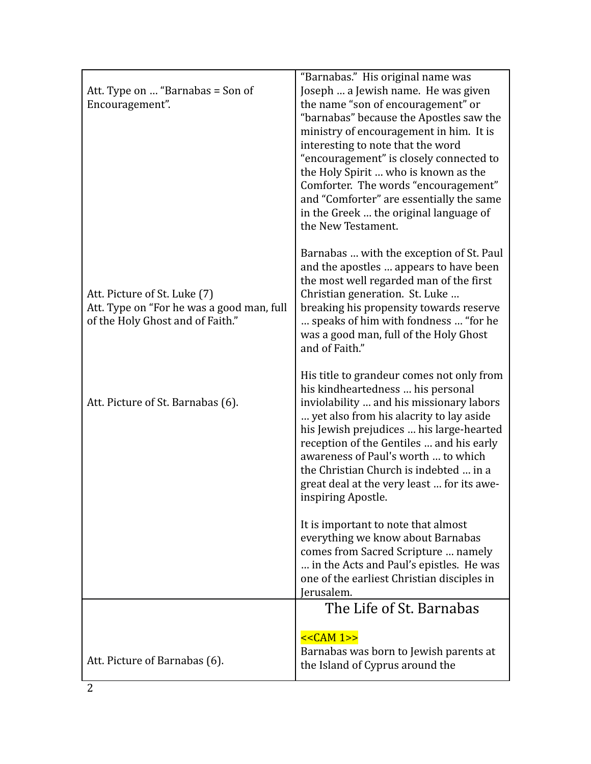| | |
|---|---|
| Att. Type on … "Barnabas = Son of Encouragement". | "Barnabas." His original name was Joseph … a Jewish name. He was given the name "son of encouragement" or "barnabas" because the Apostles saw the ministry of encouragement in him. It is interesting to note that the word "encouragement" is closely connected to the Holy Spirit … who is known as the Comforter. The words "encouragement" and "Comforter" are essentially the same in the Greek … the original language of the New Testament. |
| Att. Picture of St. Luke (7)<br>Att. Type on "For he was a good man, full of the Holy Ghost and of Faith." | Barnabas … with the exception of St. Paul and the apostles … appears to have been the most well regarded man of the first Christian generation. St. Luke … breaking his propensity towards reserve … speaks of him with fondness … "for he was a good man, full of the Holy Ghost and of Faith." |
| Att. Picture of St. Barnabas (6). | His title to grandeur comes not only from his kindheartedness … his personal inviolability … and his missionary labors … yet also from his alacrity to lay aside his Jewish prejudices … his large-hearted reception of the Gentiles … and his early awareness of Paul's worth … to which the Christian Church is indebted … in a great deal at the very least … for its awe-inspiring Apostle.<br><br>It is important to note that almost everything we know about Barnabas comes from Sacred Scripture … namely … in the Acts and Paul's epistles. He was one of the earliest Christian disciples in Jerusalem. |
| Att. Picture of Barnabas (6). | **The Life of St. Barnabas**<br><br><<CAM 1>><br>Barnabas was born to Jewish parents at the Island of Cyprus around the |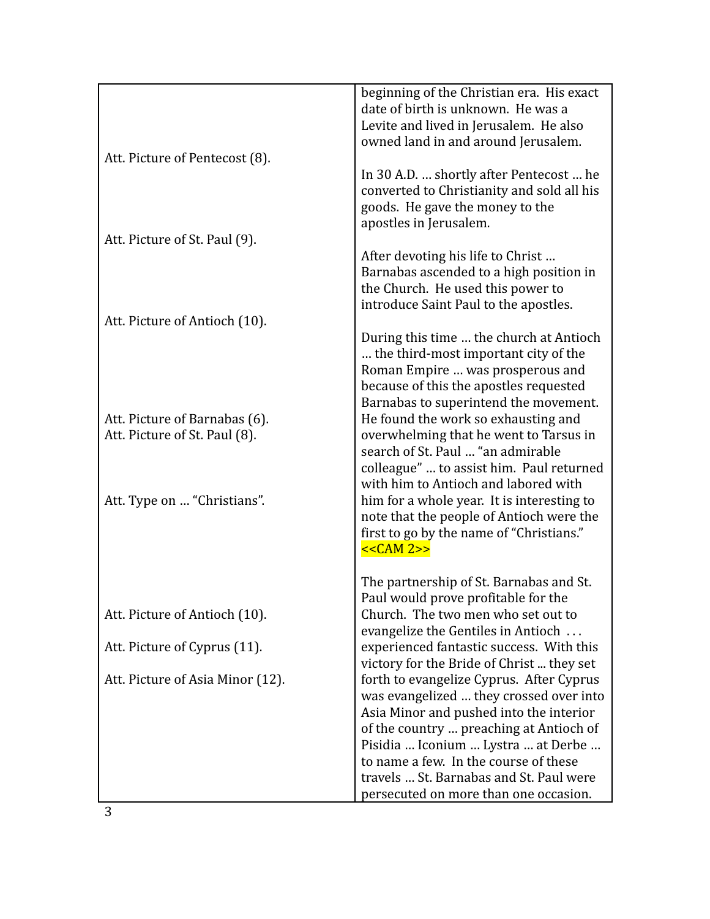| | |
|---|---|
| | beginning of the Christian era. His exact date of birth is unknown. He was a Levite and lived in Jerusalem. He also owned land in and around Jerusalem. |
| Att. Picture of Pentecost (8). | In 30 A.D. … shortly after Pentecost … he converted to Christianity and sold all his goods. He gave the money to the apostles in Jerusalem. |
| Att. Picture of St. Paul (9). | After devoting his life to Christ … Barnabas ascended to a high position in the Church. He used this power to introduce Saint Paul to the apostles. |
| Att. Picture of Antioch (10). | During this time … the church at Antioch … the third-most important city of the Roman Empire … was prosperous and because of this the apostles requested Barnabas to superintend the movement. |
| Att. Picture of Barnabas (6).<br>Att. Picture of St. Paul (8). | He found the work so exhausting and overwhelming that he went to Tarsus in search of St. Paul … "an admirable colleague" … to assist him. Paul returned with him to Antioch and labored with |
| Att. Type on … "Christians". | him for a whole year. It is interesting to note that the people of Antioch were the first to go by the name of "Christians."<br><<CAM 2>> |
| | The partnership of St. Barnabas and St. Paul would prove profitable for the |
| Att. Picture of Antioch (10). | Church. The two men who set out to evangelize the Gentiles in Antioch . . . |
| Att. Picture of Cyprus (11). | experienced fantastic success. With this victory for the Bride of Christ ... they set |
| Att. Picture of Asia Minor (12). | forth to evangelize Cyprus. After Cyprus was evangelized … they crossed over into Asia Minor and pushed into the interior of the country … preaching at Antioch of Pisidia … Iconium … Lystra … at Derbe … to name a few. In the course of these travels … St. Barnabas and St. Paul were persecuted on more than one occasion. |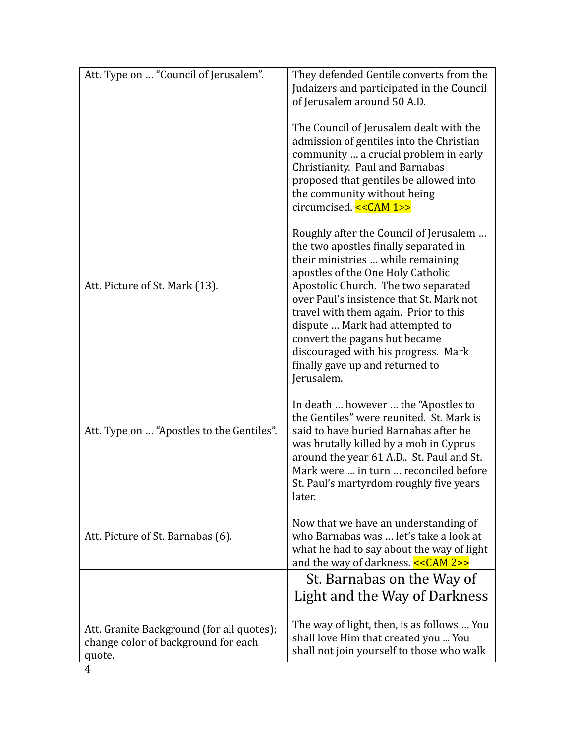| | |
|---|---|
| Att. Type on … "Council of Jerusalem". | They defended Gentile converts from the Judaizers and participated in the Council of Jerusalem around 50 A.D.<br><br>The Council of Jerusalem dealt with the admission of gentiles into the Christian community … a crucial problem in early Christianity. Paul and Barnabas proposed that gentiles be allowed into the community without being circumcised. <<CAM 1>> |
| Att. Picture of St. Mark (13). | Roughly after the Council of Jerusalem … the two apostles finally separated in their ministries … while remaining apostles of the One Holy Catholic Apostolic Church. The two separated over Paul's insistence that St. Mark not travel with them again. Prior to this dispute … Mark had attempted to convert the pagans but became discouraged with his progress. Mark finally gave up and returned to Jerusalem. |
| Att. Type on … "Apostles to the Gentiles". | In death … however … the "Apostles to the Gentiles" were reunited. St. Mark is said to have buried Barnabas after he was brutally killed by a mob in Cyprus around the year 61 A.D.. St. Paul and St. Mark were … in turn … reconciled before St. Paul's martyrdom roughly five years later. |
| Att. Picture of St. Barnabas (6). | Now that we have an understanding of who Barnabas was … let's take a look at what he had to say about the way of light and the way of darkness. <<CAM 2>> |
| Att. Granite Background (for all quotes); change color of background for each quote. | St. Barnabas on the Way of Light and the Way of Darkness<br><br>The way of light, then, is as follows … You shall love Him that created you ... You shall not join yourself to those who walk |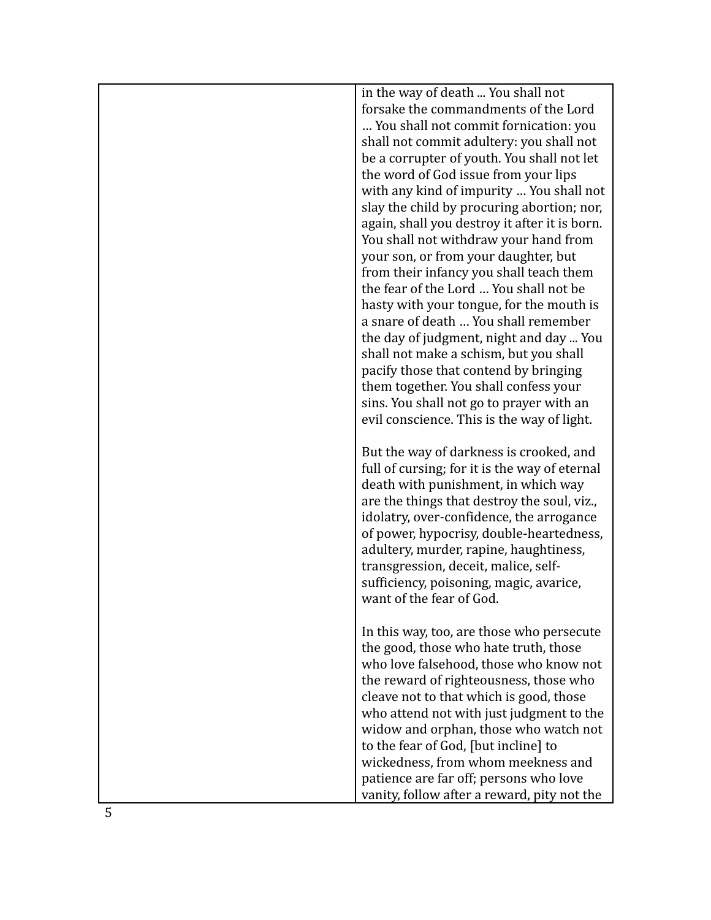| | |
|---|---|
| | in the way of death ... You shall not forsake the commandments of the Lord … You shall not commit fornication: you shall not commit adultery: you shall not be a corrupter of youth. You shall not let the word of God issue from your lips with any kind of impurity … You shall not slay the child by procuring abortion; nor, again, shall you destroy it after it is born. You shall not withdraw your hand from your son, or from your daughter, but from their infancy you shall teach them the fear of the Lord … You shall not be hasty with your tongue, for the mouth is a snare of death … You shall remember the day of judgment, night and day ... You shall not make a schism, but you shall pacify those that contend by bringing them together. You shall confess your sins. You shall not go to prayer with an evil conscience. This is the way of light.<br><br>But the way of darkness is crooked, and full of cursing; for it is the way of eternal death with punishment, in which way are the things that destroy the soul, viz., idolatry, over-confidence, the arrogance of power, hypocrisy, double-heartedness, adultery, murder, rapine, haughtiness, transgression, deceit, malice, self-sufficiency, poisoning, magic, avarice, want of the fear of God.<br><br>In this way, too, are those who persecute the good, those who hate truth, those who love falsehood, those who know not the reward of righteousness, those who cleave not to that which is good, those who attend not with just judgment to the widow and orphan, those who watch not to the fear of God, [but incline] to wickedness, from whom meekness and patience are far off; persons who love vanity, follow after a reward, pity not the |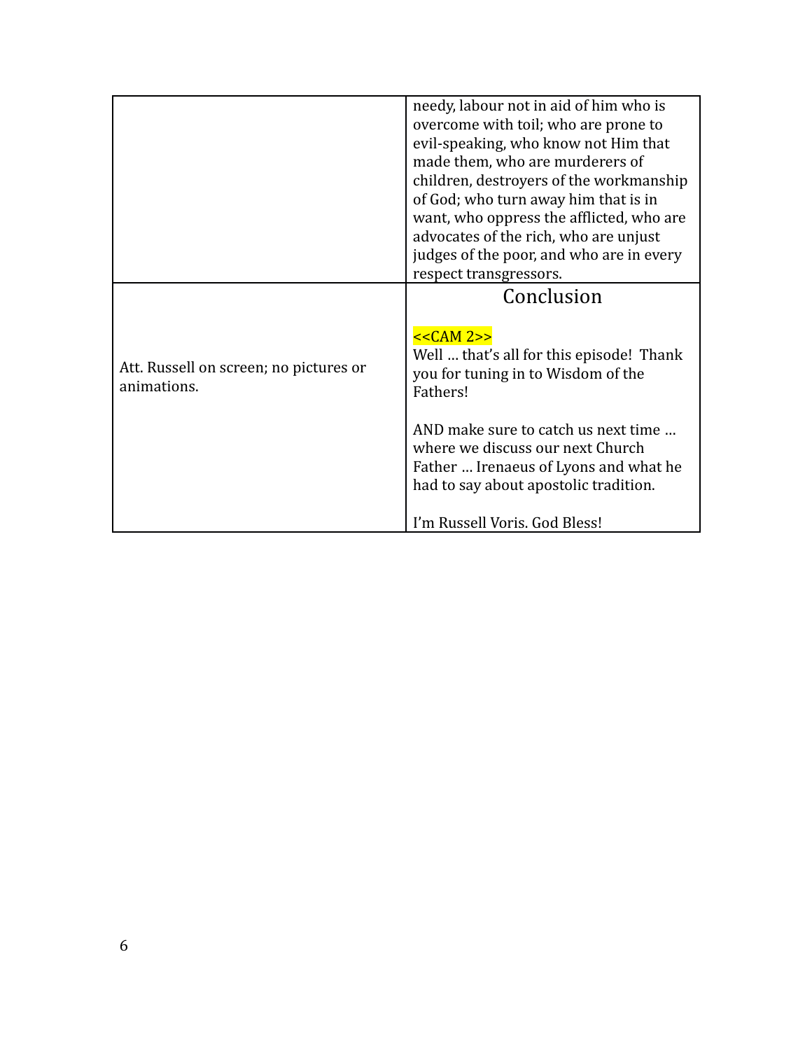| | |
|---|---|
| | needy, labour not in aid of him who is overcome with toil; who are prone to evil-speaking, who know not Him that made them, who are murderers of children, destroyers of the workmanship of God; who turn away him that is in want, who oppress the afflicted, who are advocates of the rich, who are unjust judges of the poor, and who are in every respect transgressors. |
| Att. Russell on screen; no pictures or animations. | Conclusion<br><br><<CAM 2>><br>Well … that's all for this episode! Thank you for tuning in to Wisdom of the Fathers!<br><br>AND make sure to catch us next time … where we discuss our next Church Father … Irenaeus of Lyons and what he had to say about apostolic tradition.<br><br>I'm Russell Voris. God Bless! |